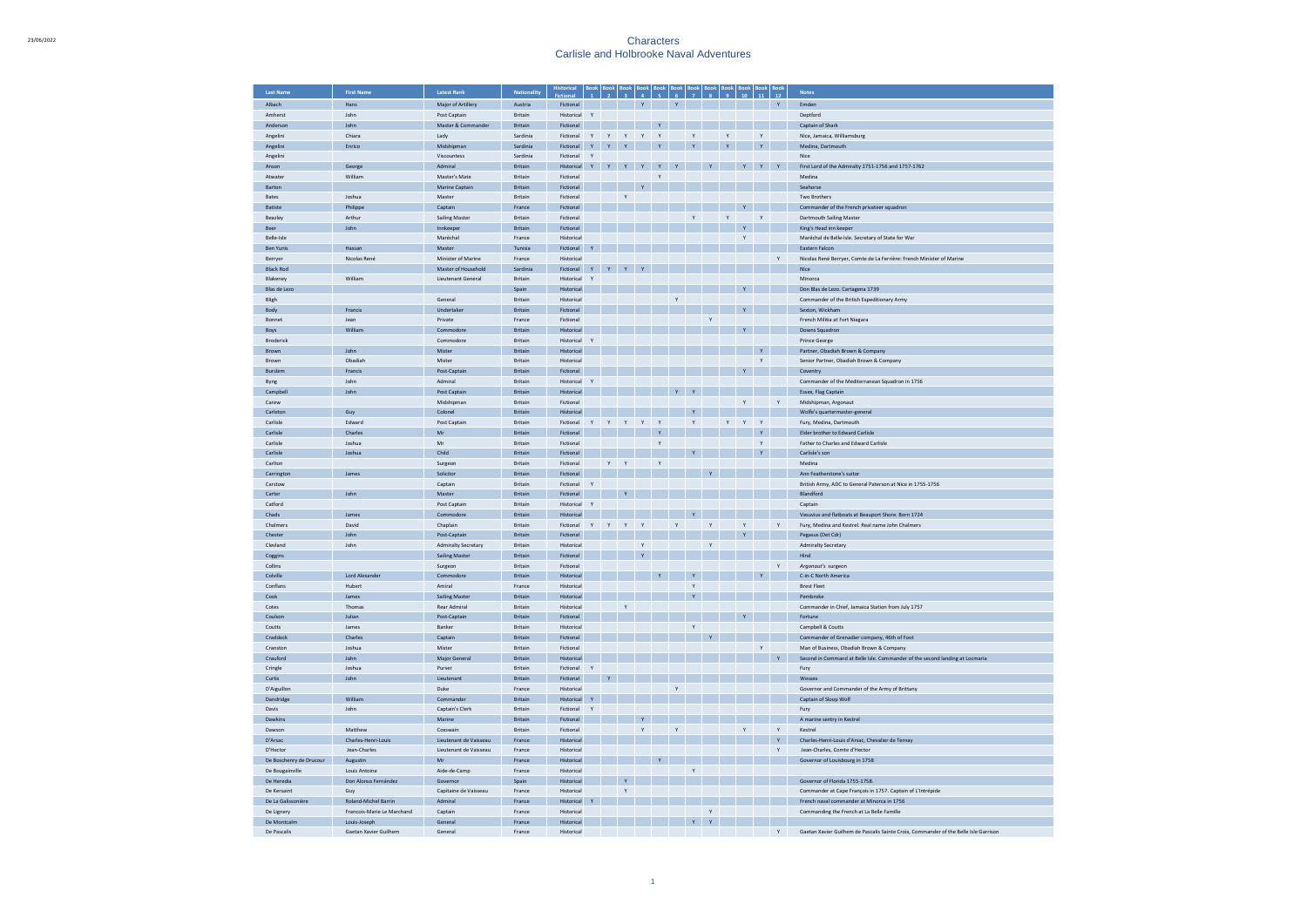# Characters

## Carlisle and Holbrooke Naval Adventures

| Last Name | First Name | Latest Rank | Nationality | Historical Fictional | Book 1 | Book 2 | Book 3 | Book 4 | Book 5 | Book 6 | Book 7 | Book 8 | Book 9 | Book 10 | Book 11 | Book 12 | Notes |
|---|---|---|---|---|---|---|---|---|---|---|---|---|---|---|---|---|---|
| Albach | Hans | Major of Artillery | Austria | Fictional | | | | Y | | Y | | | | | | Y | Emden |
| Amherst | John | Post Captain | Britain | Historical | Y | | | | | | | | | | | | Deptford |
| Anderson | John | Master & Commander | Britain | Fictional | | | | | Y | | | | | | | | Captain of Shark |
| Angelini | Chiara | Lady | Sardinia | Fictional | Y | Y | Y | Y | Y | | Y | | Y | | Y | | Nice, Jamaica, Williamsburg |
| Angelini | Enrico | Midshipman | Sardinia | Fictional | Y | Y | Y | | Y | | Y | | | | Y | | Medina, Dartmouth |
| Angelini | | Viscountess | Sardinia | Fictional | Y | | | | | | | | | | | | Nice |
| Anson | George | Admiral | Britain | Historical | Y | Y | Y | Y | Y | Y | | Y | | Y | Y | Y | First Lord of the Admiralty 1751-1756 and 1757-1762 |
| Atwater | William | Master's Mate | Britain | Fictional | | | | | Y | | | | | | | | Medina |
| Barton | | Marine Captain | Britain | Fictional | | | | Y | | | | | | | | | Seahorse |
| Bates | Joshua | Master | Britain | Fictional | | | Y | | | | | | | | | | Two Brothers |
| Batiste | Philippe | Captain | France | Fictional | | | | | | | | | | Y | | | Commander of the French privateer squadron |
| Beazley | Arthur | Sailing Master | Britain | Fictional | | | | | | | Y | | Y | | Y | | Dartmouth Sailing Master |
| Beer | John | Innkeeper | Britain | Fictional | | | | | | | | | | Y | | | King's Head inn keeper |
| Belle-Isle | | Maréchal | France | Historical | | | | | | | | | | Y | | | Maréchal de Belle-Isle. Secretary of State for War |
| Ben Yunis | Hassan | Master | Tunisia | Fictional | Y | | | | | | | | | | | | Eastern Falcon |
| Berryer | Nicolas René | Minister of Marine | France | Historical | | | | | | | | | | | | Y | Nicolas René Berryer, Comte de La Ferrière: French Minister of Marine |
| Black Rod | | Master of Household | Sardinia | Fictional | Y | Y | Y | Y | | | | | | | | | Nice |
| Blakeney | William | Lieutenant General | Britain | Historical | Y | | | | | | | | | | | | Minorca |
| Blas de Lezo | | | Spain | Historical | | | | | | | | | | Y | | | Don Blas de Lezo. Cartagena 1739 |
| Bligh | | General | Britain | Historical | | | | | | Y | | | | | | | Commander of the British Expeditionary Army |
| Body | Francis | Undertaker | Britain | Fictional | | | | | | | | | | Y | | | Sexton, Wickham |
| Bonnet | Jean | Private | France | Fictional | | | | | | | | Y | | | | | French Militia at Fort Niagara |
| Boys | William | Commodore | Britain | Historical | | | | | | | | | | Y | | | Downs Squadron |
| Broderick | | Commodore | Britain | Historical | Y | | | | | | | | | | | | Prince George |
| Brown | John | Mister | Britain | Historical | | | | | | | | | | | Y | | Partner, Obadiah Brown & Company |
| Brown | Obadiah | Mister | Britain | Historical | | | | | | | | | | | Y | | Senior Partner, Obadiah Brown & Company |
| Burslem | Francis | Post-Captain | Britain | Fictional | | | | | | | | | | Y | | | Coventry |
| Byng | John | Admiral | Britain | Historical | Y | | | | | | | | | | | | Commander of the Mediterranean Squadron in 1756 |
| Campbell | John | Post Captain | Britain | Historical | | | | | | Y | Y | | | | | | Essex, Flag Captain |
| Carew | | Midshipman | Britain | Fictional | | | | | | | | | | Y | | Y | Midshipman, Argonaut |
| Carleton | Guy | Colonel | Britain | Historical | | | | | | | Y | | | | | | Wolfe's quartermaster-general |
| Carlisle | Edward | Post Captain | Britain | Fictional | Y | Y | Y | Y | Y | | Y | | Y | Y | Y | | Fury, Medina, Dartmouth |
| Carlisle | Charles | Mr | Britain | Fictional | | | | | Y | | | | | | Y | | Elder brother to Edward Carlisle |
| Carlisle | Joshua | Mr | Britain | Fictional | | | | | Y | | | | | | Y | | Father to Charles and Edward Carlisle |
| Carlisle | Joshua | Child | Britain | Fictional | | | | | | | Y | | | | Y | | Carlisle's son |
| Carlton | | Surgeon | Britain | Fictional | | Y | Y | | Y | | | | | | | | Medina |
| Carrington | James | Solicitor | Britain | Fictional | | | | | | | | Y | | | | | Ann Featherstone's suitor |
| Carstow | | Captain | Britain | Fictional | Y | | | | | | | | | | | | British Army, ADC to General Paterson at Nice in 1755-1756 |
| Carter | John | Master | Britain | Fictional | | | Y | | | | | | | | | | Blandford |
| Catford | | Post Captain | Britain | Historical | Y | | | | | | | | | | | | Captain |
| Chads | James | Commodore | Britain | Historical | | | | | | | Y | | | | | | Vesuvius and flatboats at Beauport Shore. Born 1724 |
| Chalmers | David | Chaplain | Britain | Fictional | Y | Y | Y | Y | | Y | | Y | | Y | | Y | Fury, Medina and Kestrel. Real name John Chalmers |
| Chester | John | Post-Captain | Britain | Fictional | | | | | | | | | | Y | | | Pegasus (Det Cdr) |
| Clevland | John | Admiralty Secretary | Britain | Historical | | | | Y | | | | Y | | | | | Admiralty Secretary |
| Coggins | | Sailing Master | Britain | Fictional | | | | Y | | | | | | | | | Hind |
| Collins | | Surgeon | Britain | Fictional | | | | | | | | | | | | Y | *Argonaut's* surgeon |
| Colville | Lord Alexander | Commodore | Britain | Historical | | | | | Y | | Y | | | | Y | | C-in-C North America |
| Conflans | Hubert | Amiral | France | Historical | | | | | | | Y | | | | | | Brest Fleet |
| Cook | James | Sailing Master | Britain | Historical | | | | | | | Y | | | | | | Pembroke |
| Cotes | Thomas | Rear Admiral | Britain | Historical | | | Y | | | | | | | | | | Commander in Chief, Jamaica Station from July 1757 |
| Coulson | Julian | Post-Captain | Britain | Fictional | | | | | | | | | | Y | | | Fortune |
| Coutts | James | Banker | Britain | Historical | | | | | | | Y | | | | | | Campbell & Coutts |
| Craddock | Charles | Captain | Britain | Fictional | | | | | | | | Y | | | | | Commander of Grenadier company, 46th of Foot |
| Cranston | Joshua | Mister | Britain | Fictional | | | | | | | | | | | Y | | Man of Business, Obadiah Brown & Company |
| Crauford | John | Major General | Britain | Historical | | | | | | | | | | | | Y | Second in Command at Belle Isle. Commander of the second landing at Locmaria |
| Cringle | Joshua | Purser | Britain | Fictional | Y | | | | | | | | | | | | Fury |
| Curtis | John | Lieutenant | Britain | Fictional | | Y | | | | | | | | | | | Wessex |
| D'Aiguillon | | Duke | France | Historical | | | | | | Y | | | | | | | Governor and Commander of the Army of Brittany |
| Dandridge | William | Commander | Britain | Historical | Y | | | | | | | | | | | | Captain of Sloop Wolf |
| Davis | John | Captain's Clerk | Britain | Fictional | Y | | | | | | | | | | | | Fury |
| Dawkins | | Marine | Britain | Fictional | | | | Y | | | | | | | | | A marine sentry in Kestrel |
| Dawson | Matthew | Coxswain | Britain | Fictional | | | | Y | | Y | | | | Y | | Y | Kestrel |
| D'Arsac | Charles-Henri-Louis | Lieutenant de Vaisseau | France | Historical | | | | | | | | | | | | Y | Charles-Henri-Louis d'Arsac, Chevalier de Ternay |
| D'Hector | Jean-Charles | Lieutenant de Vaisseau | France | Historical | | | | | | | | | | | | Y | Jean-Charles, Comte d'Hector |
| De Boschenry de Drucour | Augustin | Mr | France | Historical | | | | | Y | | | | | | | | Governor of Louisbourg in 1758 |
| De Bougainville | Louis Antoine | Aide-de-Camp | France | Historical | | | | | | | Y | | | | | | |
| De Heredia | Don Alonso Fernández | Governor | Spain | Historical | | | Y | | | | | | | | | | Governor of Florida 1755-1758. |
| De Kersaint | Guy | Capitaine de Vaisseau | France | Historical | | | Y | | | | | | | | | | Commander at Cape François in 1757. Captain of L'Intrépide |
| De La Galissonière | Roland-Michel Barrin | Admiral | France | Historical | Y | | | | | | | | | | | | French naval commander at Minorca in 1756 |
| De Lignery | François-Marie Le Marchand | Captain | France | Historical | | | | | | | | Y | | | | | Commanding the French at La Belle Famille |
| De Montcalm | Louis-Joseph | General | France | Historical | | | | | | | Y | Y | | | | | |
| De Pascalis | Gaetan Xavier Guilhem | General | France | Historical | | | | | | | | | | | | Y | Gaetan Xavier Guilhem de Pascalis Sainte Croix, Commander of the Belle Isle Garrison |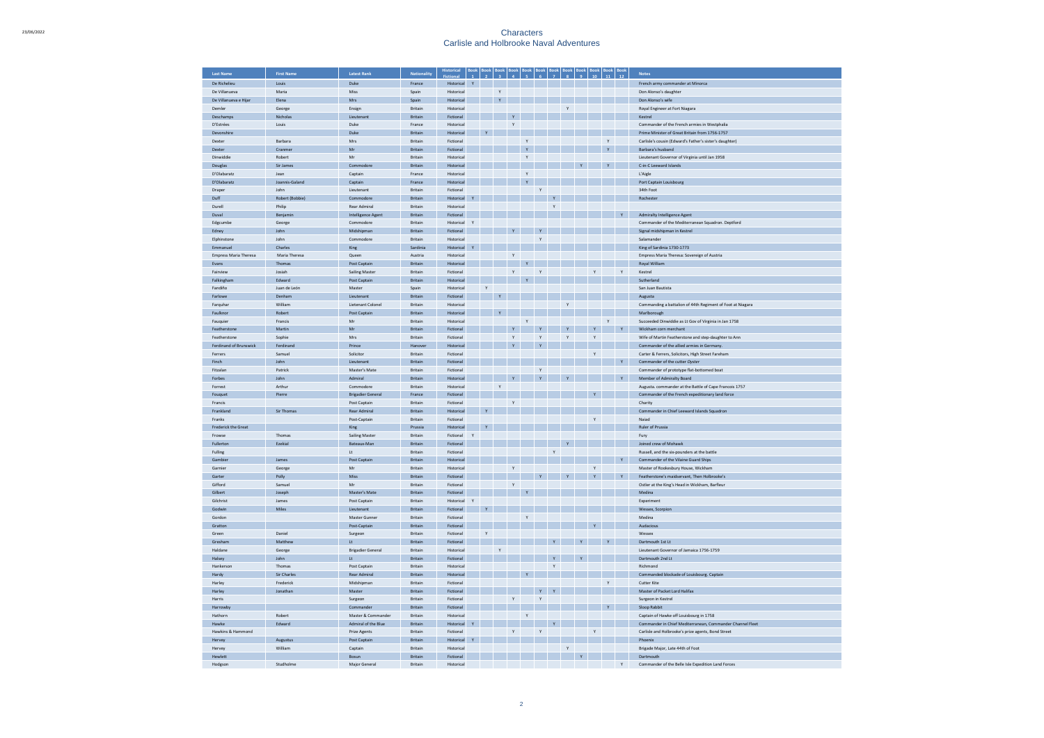# Characters

## Carlisle and Holbrooke Naval Adventures

| Last Name | First Name | Latest Rank | Nationality | Historical Fictional | Book 1 | Book 2 | Book 3 | Book 4 | Book 5 | Book 6 | Book 7 | Book 8 | Book 9 | Book 10 | Book 11 | Book 12 | Notes |
|---|---|---|---|---|---|---|---|---|---|---|---|---|---|---|---|---|---|
| De Richelieu | Louis | Duke | France | Historical | Y | | | | | | | | | | | | French army commander at Minorca |
| De Villanueva | Maria | Miss | Spain | Historical | | | Y | | | | | | | | | | Don Alonso's daughter |
| De Villanueva e Hijar | Elena | Mrs | Spain | Historical | | | Y | | | | | | | | | | Don Alonso's wife |
| Demler | George | Ensign | Britain | Historical | | | | | | | | Y | | | | | Royal Engineer at Fort Niagara |
| Deschamps | Nicholas | Lieutenant | Britain | Fictional | | | | Y | | | | | | | | | Kestrel |
| D'Estrées | Louis | Duke | France | Historical | | | | Y | | | | | | | | | Commander of the French armies in Westphalia |
| Devonshire | | Duke | Britain | Historical | | Y | | | | | | | | | | | Prime Minister of Great Britain from 1756-1757 |
| Dexter | Barbara | Mrs | Britain | Fictional | | | | | Y | | | | | | Y | | Carlisle's cousin (Edward's Father's sister's daughter) |
| Dexter | Cranmer | Mr | Britain | Fictional | | | | | Y | | | | | | Y | | Barbara's husband |
| Dinwiddie | Robert | Mr | Britain | Historical | | | | | Y | | | | | | | | Lieutenant Governor of Virginia until Jan 1958 |
| Douglas | Sir James | Commodore | Britain | Historical | | | | | | | | | Y | | Y | | C-in-C Leeward Islands |
| D'Olabaratz | Jean | Captain | France | Historical | | | | | Y | | | | | | | | L'Aigle |
| D'Olabaratz | Joannis-Galand | Captain | France | Historical | | | | | Y | | | | | | | | Port Captain Louisbourg |
| Draper | John | Lieutenant | Britain | Fictional | | | | | | Y | | | | | | | 34th Foot |
| Duff | Robert (Bobbie) | Commodore | Britain | Historical | Y | | | | | | Y | | | | | | Rochester |
| Durell | Philip | Rear Admiral | Britain | Historical | | | | | | | Y | | | | | | |
| Duval | Benjamin | Intelligence Agent | Britain | Fictional | | | | | | | | | | | | Y | Admiralty Intelligence Agent |
| Edgcumbe | George | Commodore | Britain | Historical | Y | | | | | | | | | | | | Commander of the Mediterranean Squadron. Deptford |
| Edney | John | Midshipman | Britain | Fictional | | | | Y | | Y | | | | | | | Signal midshipman in Kestrel |
| Elphinstone | John | Commodore | Britain | Historical | | | | | | Y | | | | | | | Salamander |
| Emmanuel | Charles | King | Sardinia | Historical | Y | | | | | | | | | | | | King of Sardinia 1730-1773 |
| Empress Maria Theresa | Maria Theresa | Queen | Austria | Historical | | | | Y | | | | | | | | | Empress Maria Theresa Sovereign of Austria |
| Evans | Thomas | Post Captain | Britain | Historical | | | | | Y | | | | | | | | Royal William |
| Fairview | Josiah | Sailing Master | Britain | Fictional | | | | Y | | Y | | | | Y | | Y | Kestrel |
| Falkingham | Edward | Post Captain | Britain | Historical | | | | | Y | | | | | | | | Sutherland |
| Fandiño | Juan de León | Master | Spain | Historical | | Y | | | | | | | | | | | San Juan Bautista |
| Farlowe | Denham | Lieutenant | Britain | Fictional | | | Y | | | | | | | | | | Augusta |
| Farquhar | William | Lietenant Colonel | Britain | Historical | | | | | | | | Y | | | | | Commanding a battalion of 44th Regiment of Foot at Niagara |
| Faulknor | Robert | Post Captain | Britain | Historical | | | Y | | | | | | | | | | Marlborough |
| Fauquier | Francis | Mr | Britain | Historical | | | | | Y | | | | | | Y | | Succeeded Dinwiddie as Lt Gov of Virginia in Jan 1758 |
| Featherstone | Martin | Mr | Britain | Fictional | | | | Y | | Y | | Y | | Y | | Y | Wickham corn merchant |
| Featherstone | Sophie | Mrs | Britain | Fictional | | | | Y | | Y | | Y | | Y | | | Wife of Martin Featherstone and step-daughter to Ann |
| Ferdinand of Brunswick | Ferdinand | Prince | Hanover | Historical | | | | Y | | Y | | | | | | | Commander of the allied armies in Germany. |
| Ferrers | Samuel | Solicitor | Britain | Fictional | | | | | | | | | | Y | | | Carter & Ferrers, Solicitors, High Street Fareham |
| Finch | John | Lieutenant | Britain | Fictional | | | | | | | | | | | | Y | Commander of the cutter Oyster |
| Fitzalan | Patrick | Master's Mate | Britain | Fictional | | | | | | Y | | | | | | | Commander of prototype flat-bottomed boat |
| Forbes | John | Admiral | Britain | Historical | | | | Y | | Y | | Y | | | | Y | Member of Admiralty Board |
| Forrest | Arthur | Commodore | Britain | Historical | | | Y | | | | | | | | | | Augusta. commander at the Battle of Cape Francois 1757 |
| Fouquet | Pierre | Brigadier General | France | Fictional | | | | | | | | | | Y | | | Commander of the French expeditionary land force |
| Francis | | Post Captain | Britain | Fictional | | | | Y | | | | | | | | | Charity |
| Frankland | Sir Thomas | Rear Admiral | Britain | Historical | | Y | | | | | | | | | | | Commander in Chief Leeward Islands Squadron |
| Franks | | Post-Captain | Britain | Fictional | | | | | | | | | | Y | | | Naiad |
| Frederick the Great | | King | Prussia | Historical | | Y | | | | | | | | | | | Ruler of Prussia |
| Frowse | Thomas | Sailing Master | Britain | Fictional | Y | | | | | | | | | | | | Fury |
| Fullerton | Ezekial | Bateaux-Man | Britain | Fictional | | | | | | | | Y | | | | | Joined crew of Mohawk |
| Fulling | | Lt | Britain | Fictional | | | | | | | Y | | | | | | Russell, and the six-pounders at the battle |
| Gambier | James | Post Captain | Britain | Historical | | | | | | | | | | | | Y | Commander of the Vilaine Guard Ships |
| Garnier | George | Mr | Britain | Historical | | | | Y | | | | | | Y | | | Master of Rookesbury House, Wickham |
| Garter | Polly | Miss | Britain | Fictional | | | | | | Y | | Y | | Y | | Y | Featherstone's maidservant, Then Holbrooke's |
| Gifford | Samuel | Mr | Britain | Fictional | | | | Y | | | | | | | | | Ostler at the King's Head in Wickham, Barfleur |
| Gilbert | Joseph | Master's Mate | Britain | Fictional | | | | | Y | | | | | | | | Medina |
| Gilchrist | James | Post Captain | Britain | Historical | Y | | | | | | | | | | | | Experiment |
| Godwin | Miles | Lieutenant | Britain | Fictional | | Y | | | | | | | | | | | Winsex, Scorpion |
| Gordon | | Master Gunner | Britain | Fictional | | | | | Y | | | | | | | | Medina |
| Gratton | | Post-Captain | Britain | Fictional | | | | | | | | | | Y | | | Audacious |
| Green | Daniel | Surgeon | Britain | Fictional | | Y | | | | | | | | | | | Winsex |
| Gresham | Matthew | Lt | Britain | Fictional | | | | | | | Y | | Y | | Y | | Dartmouth 1st Lt |
| Haldane | George | Brigadier General | Britain | Historical | | | Y | | | | | | | | | | Lieutenant Governor of Jamaica 1756-1759 |
| Halsey | John | Lt | Britain | Fictional | | | | | | | Y | | Y | | | | Dartmouth 2nd Lt |
| Hankerson | Thomas | Post Captain | Britain | Historical | | | | | | | Y | | | | | | Richmond |
| Hardy | Sir Charles | Rear Admiral | Britain | Historical | | | | | Y | | | | | | | | Commanded blockade of Louisbourg. Captain |
| Harley | Frederick | Midshipman | Britain | Fictional | | | | | | | | | | | Y | | Cutter Kite |
| Harley | Jonathan | Master | Britain | Fictional | | | | | | Y | Y | | | | | | Master of Packet Lord Halifax |
| Harris | | Surgeon | Britain | Fictional | | | | Y | | Y | | | | | | | Surgeon in Kestrel |
| Harrowby | | Commander | Britain | Fictional | | | | | | | | | | | Y | | Sloop Rabbit |
| Hathorn | Robert | Master & Commander | Britain | Historical | | | | | Y | | | | | | | | Captain of Hawke off Louisbourg in 1758 |
| Hawke | Edward | Admiral of the Blue | Britain | Historical | Y | | | | | | Y | | | | | | Commander in Chief Mediterranean, Commander Channel Fleet |
| Hawkins & Hammond | | Prize Agents | Britain | Fictional | | | | Y | | Y | | | | Y | | | Carlisle and Holbrooke's prize agents, Bond Street |
| Hervey | Augustus | Post Captain | Britain | Historical | Y | | | | | | | | | | | | Phoenix |
| Hervey | William | Captain | Britain | Historical | | | | | | | | Y | | | | | Brigade Major, Late 44th of Foot |
| Hewlett | | Bosun | Britain | Fictional | | | | | | | | | Y | | | | Dartmouth |
| Hodgson | Studholme | Major General | Britain | Historical | | | | | | | | | | | | Y | Commander of the Belle Isle Expedition Land Forces |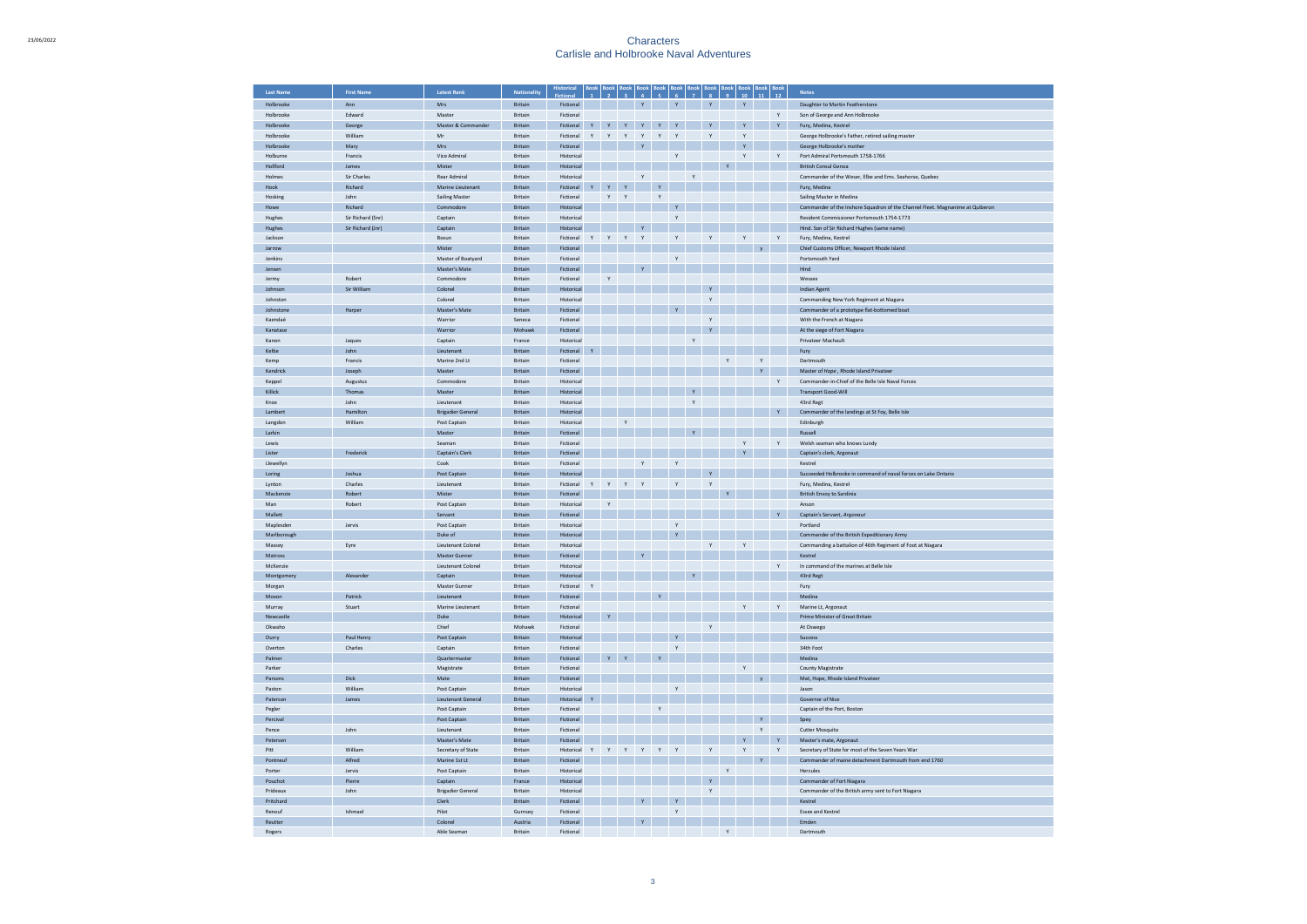# Characters
## Carlisle and Holbrooke Naval Adventures

| Last Name | First Name | Latest Rank | Nationality | Historical / Fictional | Book 1 | Book 2 | Book 3 | Book 4 | Book 5 | Book 6 | Book 7 | Book 8 | Book 9 | Book 10 | Book 11 | Book 12 | Notes |
|---|---|---|---|---|---|---|---|---|---|---|---|---|---|---|---|---|---|
| Holbrooke | Ann | Mrs | Britain | Fictional | | | | Y | | Y | | Y | | Y | | | Daughter to Martin Featherstone |
| Holbrooke | Edward | Master | Britain | Fictional | | | | | | | | | | | | Y | Son of George and Ann Holbrooke |
| Holbrooke | George | Master & Commander | Britain | Fictional | Y | Y | Y | Y | Y | Y | | Y | | Y | | Y | Fury, Medina, Kestrel |
| Holbrooke | William | Mr | Britain | Fictional | Y | Y | Y | Y | Y | Y | | Y | | Y | | | George Holbrooke's Father, retired sailing master |
| Holbrooke | Mary | Mrs | Britain | Fictional | | | | Y | | | | | | Y | | | George Holbrooke's mother |
| Holburne | Francis | Vice Admiral | Britain | Historical | | | | | | Y | | | | Y | | Y | Port Admiral Portsmouth 1758-1766 |
| Holford | James | Mister | Britain | Historical | | | | | | | | | Y | | | | British Consul Genoa |
| Holmes | Sir Charles | Rear Admiral | Britain | Historical | | | | Y | | | Y | | | | | | Commander of the Weser, Elbe and Ems. Seahorse, Quebec |
| Hook | Richard | Marine Lieutenant | Britain | Fictional | Y | Y | Y | | Y | | | | | | | | Fury, Medina |
| Hosking | John | Sailing Master | Britain | Fictional | | Y | Y | | Y | | | | | | | | Sailing Master in Medina |
| Howe | Richard | Commodore | Britain | Historical | | | | | | Y | | | | | | | Commander of the Inshore Squadron of the Channel Fleet. Magnanime at Quiberon |
| Hughes | Sir Richard (Snr) | Captain | Britain | Historical | | | | | | Y | | | | | | | Resident Commissioner Portsmouth 1754-1773 |
| Hughes | Sir Richard (Jnr) | Captain | Britain | Historical | | | | Y | | | | | | | | | Hind. Son of Sir Richard Hughes (same name) |
| Jackson | | Bosun | Britain | Fictional | Y | Y | Y | Y | | Y | | Y | | Y | | Y | Fury, Medina, Kestrel |
| Jarrow | | Mister | Britain | Fictional | | | | | | | | | | | y | | Chief Customs Officer, Newport Rhode Island |
| Jenkins | | Master of Boatyard | Britain | Fictional | | | | | | Y | | | | | | | Portsmouth Yard |
| Jensen | | Master's Mate | Britain | Fictional | | | | Y | | | | | | | | | Hind |
| Jermy | Robert | Commodore | Britain | Fictional | | Y | | | | | | | | | | | Winsex |
| Johnson | Sir William | Colonel | Britain | Historical | | | | | | | | Y | | | | | Indian Agent |
| Johnston | | Colonel | Britain | Historical | | | | | | | | Y | | | | | Commanding New York Regiment at Niagara |
| Johnstone | Harper | Master's Mate | Britain | Fictional | | | | | | Y | | | | | | | Commander of a prototype flat-bottomed boat |
| Kaendaé | | Warrior | Seneca | Fictional | | | | | | | | Y | | | | | With the French at Niagara |
| Kanatase | | Warrior | Mohawk | Fictional | | | | | | | | Y | | | | | At the siege of Fort Niagara |
| Kanon | Jaques | Captain | France | Historical | | | | | | | Y | | | | | | Privateer Machault |
| Keltie | John | Lieutenant | Britain | Fictional | Y | | | | | | | | | | | | Fury |
| Kemp | Francis | Marine 2nd Lt | Britain | Fictional | | | | | | | | | Y | | Y | | Dartmouth |
| Kendrick | Joseph | Master | Britain | Fictional | | | | | | | | | | | Y | | Master of Hope , Rhode Island Privateer |
| Keppel | Augustus | Commodore | Britain | Historical | | | | | | | | | | | | Y | Commander-in-Chief of the Belle Isle Naval Forces |
| Killick | Thomas | Master | Britain | Historical | | | | | | | Y | | | | | | Transport Good-Will |
| Knox | John | Lieutenant | Britain | Historical | | | | | | | Y | | | | | | 43rd Regt |
| Lambert | Hamilton | Brigadier General | Britain | Historical | | | | | | | | | | | | Y | Commander of the landings at St Foy, Belle Isle |
| Langdon | William | Post Captain | Britain | Historical | | | Y | | | | | | | | | | Edinburgh |
| Larkin | | Master | Britain | Fictional | | | | | | | Y | | | | | | Russell |
| Lewis | | Seaman | Britain | Fictional | | | | | | | | | | Y | | Y | Welsh seaman who knows Lundy |
| Lister | Frederick | Captain's Clerk | Britain | Fictional | | | | | | | | | | Y | | | Captain's clerk, Argonaut |
| Llewellyn | | Cook | Britain | Fictional | | | | Y | | Y | | | | | | | Kestrel |
| Loring | Joshua | Post Captain | Britain | Historical | | | | | | | | Y | | | | | Succeeded Holbrooke in command of naval forces on Lake Ontario |
| Lynton | Charles | Lieutenant | Britain | Fictional | Y | Y | Y | Y | | Y | | Y | | | | | Fury, Medina, Kestrel |
| Mackenzie | Robert | Mister | Britain | Fictional | | | | | | | | | Y | | | | British Envoy to Sardinia |
| Man | Robert | Post Captain | Britain | Historical | | Y | | | | | | | | | | | Anson |
| Mallett | | Servant | Britain | Fictional | | | | | | | | | | | | Y | Captain's Servant, *Argonaut* |
| Maplesden | Jervis | Post Captain | Britain | Historical | | | | | | Y | | | | | | | Portland |
| Marlborough | | Duke of | Britain | Historical | | | | | | Y | | | | | | | Commander of the British Expeditionary Army |
| Massey | Eyre | Lieutenant Colonel | Britain | Historical | | | | | | | | Y | | Y | | | Commanding a battalion of 46th Regiment of Foot at Niagara |
| Matross | | Master Gunner | Britain | Fictional | | | | Y | | | | | | | | | Kestrel |
| McKenzie | | Lieutenant Colonel | Britain | Historical | | | | | | | | | | | | Y | In command of the marines at Belle Isle |
| Montgomery | Alexander | Captain | Britain | Historical | | | | | | | Y | | | | | | 43rd Regt |
| Morgan | | Master Gunner | Britain | Fictional | Y | | | | | | | | | | | | Fury |
| Moxon | Patrick | Lieutenant | Britain | Fictional | | | | | Y | | | | | | | | Medina |
| Murray | Stuart | Marine Lieutenant | Britain | Fictional | | | | | | | | | | Y | | Y | Marine Lt, Argonaut |
| Newcastle | | Duke | Britain | Historical | | Y | | | | | | | | | | | Prime Minister of Great Britain |
| Okwaho | | Chief | Mohawk | Fictional | | | | | | | | Y | | | | | At Oswego |
| Ourry | Paul Henry | Post Captain | Britain | Historical | | | | | | Y | | | | | | | Succona |
| Overton | Charles | Captain | Britain | Fictional | | | | | | Y | | | | | | | 34th Foot |
| Palmer | | Quartermaster | Britain | Fictional | | Y | Y | | Y | | | | | | | | Medina |
| Parker | | Magistrate | Britain | Fictional | | | | | | | | | | Y | | | County Magistrate |
| Parsons | Dick | Mate | Britain | Fictional | | | | | | | | | | | y | | Mat, Hope, Rhode Island Privateer |
| Paston | William | Post Captain | Britain | Historical | | | | | | Y | | | | | | | Jason |
| Paterson | James | Lieutenant General | Britain | Historical | Y | | | | | | | | | | | | Governor of Nice |
| Pegler | | Post Captain | Britain | Fictional | | | | | Y | | | | | | | | Captain of the Port, Boston |
| Percival | | Post Captain | Britain | Fictional | | | | | | | | | | | Y | | Spey |
| Pence | John | Lieutenant | Britain | Fictional | | | | | | | | | | | Y | | Cutter Mosquito |
| Petersen | | Master's Mate | Britain | Fictional | | | | | | | | | | Y | | Y | Master's mate, Argonaut |
| Pitt | William | Secretary of State | Britain | Historical | Y | Y | Y | Y | Y | Y | | Y | | Y | | Y | Secretary of State for most of the Seven Years War |
| Pontneuf | Alfred | Marine 1st Lt | Britain | Fictional | | | | | | | | | | | Y | | Commander of maine detachment Dartmouth from end 1760 |
| Porter | Jervis | Post Captain | Britain | Historical | | | | | | | | | Y | | | | Hercules |
| Pouchot | Pierre | Captain | France | Historical | | | | | | | | Y | | | | | Commander of Fort Niagara |
| Prideaux | John | Brigadier General | Britain | Historical | | | | | | | | Y | | | | | Commander of the British army sent to Fort Niagara |
| Pritchard | | Clerk | Britain | Fictional | | | | Y | | Y | | | | | | | Kestrel |
| Renouf | Ishmael | Pilot | Gurnsey | Fictional | | | | | | Y | | | | | | | Essex and Kestrel |
| Reutter | | Colonel | Austria | Fictional | | | | Y | | | | | | | | | Emden |
| Rogers | | Able Seaman | Britain | Fictional | | | | | | | | | Y | | | | Dartmouth |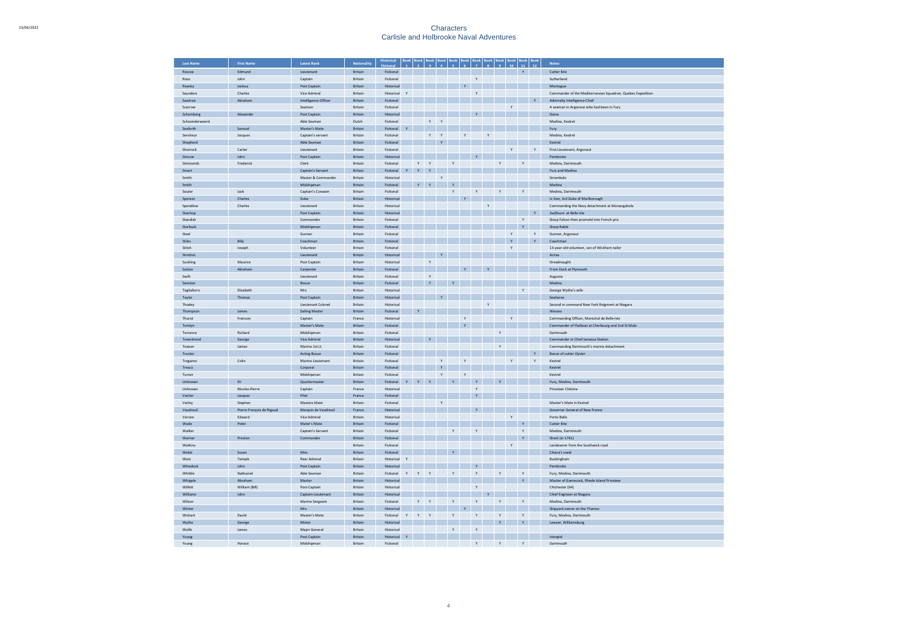# Characters
## Carlisle and Holbrooke Naval Adventures

| Last Name | First Name | Latest Rank | Nationality | Historical Fictional | Book 1 | Book 2 | Book 3 | Book 4 | Book 5 | Book 6 | Book 7 | Book 8 | Book 9 | Book 10 | Book 11 | Book 12 | Notes |
|---|---|---|---|---|---|---|---|---|---|---|---|---|---|---|---|---|---|
| Roscoe | Edmund | Lieutenant | Britain | Fictional | | | | | | | | | | | Y | | Cutter Kite |
| Rous | John | Captain | Britain | Fictional | | | | | | | Y | | | | | | Sutherland. |
| Rowley | Joshua | Post Captain | Britain | Historical | | | | | | Y | | | | | | | Montague |
| Saunders | Charles | Vice Admiral | Britain | Historical | Y | | | | | | Y | | | | | | Commander of the Mediterranean Squadron, Quebec Expedition |
| Sawtree | Abraham | Intelligence Officer | Britain | Fictional | | | | | | | | | | | | Y | Admiralty Intelligence Chief |
| Scarrow | | Seaman | Britain | Fictional | | | | | | | | | | Y | | | A seaman in Argonaut who had been in Fury |
| Schomberg | Alexander | Post Captain | Britain | Historical | | | | | | | Y | | | | | | Diana |
| Schoonderwoerd | | Able Seaman | Dutch | Fictional | | | Y | Y | | | | | | | | | Medina, Kestrel |
| Seaforth | Samuel | Master's Mate | Britain | Fictional | Y | | | | | | | | | | | | Fury |
| Serviteur | Jacques | Captain's servant | Britain | Fictional | | | Y | Y | | Y | | Y | | | | | Medina, Kestrel |
| Shepherd | | Able Seaman | Britain | Fictional | | | | Y | | | | | | | | | Kestrel |
| Shorrock | Carter | Lieutenant | Britain | Fictional | | | | | | | | | | Y | | Y | First Lieutenant, Argonaut |
| Simcoe | John | Post Captain | Britain | Historical | | | | | | | Y | | | | | | Pembroke |
| Simmonds | Frederick | Clerk | Britain | Fictional | | Y | Y | | Y | | | | Y | | Y | | Medina, Dartmouth |
| Smart | | Captain's Servant | Britain | Fictional | Y | Y | Y | | | | | | | | | | Fury and Medina |
| Smith | | Master & Commander | Britain | Historical | | | | Y | | | | | | | | | Strombolo |
| Smith | | Midshipman | Britain | Fictional | | Y | Y | | Y | | | | | | | | Medina |
| Souter | Jack | Captain's Coxswain | Britain | Fictional | | | | | Y | | Y | | Y | | Y | | Medina, Dartmouth |
| Spencer | Charles | Duke | Britain | Historical | | | | | | Y | | | | | | | Lt Gen, 3rd Duke of Marlborough |
| Spendlow | Charles | Lieutenant | Britain | Historical | | | | | | | | Y | | | | | Commanding the Navy detachment at Monangahela |
| Stanhope | | Post Captain | Britain | Historical | | | | | | | | | | | | Y | *Swiftsure* at Belle Isle |
| Standish | | Commander | Britain | Fictional | | | | | | | | | | | Y | | Sloop Falcon then promotd into French priz |
| Starbuck | | Midshipman | Britain | Fictional | | | | | | | | | | | Y | | Sloop Rabbit |
| Steel | | Gunner | Britain | Fictional | | | | | | | | | | Y | | Y | Gunner, Argonaut |
| Stiles | Billy | Coachman | Britain | Fictional | | | | | | | | | | Y | | Y | Coachman |
| Stitch | Joseph | Volunteer | Britain | Fictional | | | | | | | | | | Y | | | 13-year-old volunteer, son of Wickham tailor |
| Stretton | | Lieutenant | Britain | Historical | | | | Y | | | | | | | | | Acrias |
| Suckling | Maurice | Post Captain | Britain | Historical | | | Y | | | | | | | | | | Dreadnought |
| Sutton | Abraham | Carpenter | Britain | Fictional | | | | | | Y | | Y | | | | | From Dock at Plymouth |
| Swift | | Lieutenant | Britain | Fictional | | | Y | | | | | | | | | | Augusta |
| Swinton | | Bosun | Britain | Fictional | | | Y | | Y | | | | | | | | Medina |
| Tagliaferro | Elizabeth | Mrs | Britain | Historical | | | | | | | | | | | Y | | George Wythe's wife |
| Taylor | Thomas | Post Captain | Britain | Historical | | | | Y | | | | | | | | | Seahorse |
| Thodey | | Lieutenant Colonel | Britain | Historical | | | | | | | | Y | | | | | Second in command New York Reigment at Niagara |
| Thompson | James | Sailing Master | Britain | Fictional | | Y | | | | | | | | | | | Weasex |
| Thurot | Francois | Captain | France | Historical | | | | | | Y | | | | Y | | | Commanding Officer, Marechal de Belle-Isle |
| Tomlyn | | Master's Mate | Britain | Fictional | | | | | | Y | | | | | | | Commander of Flatboat at Cherbourg and 2nd St Malo |
| Torrance | Richard | Midshipman | Britain | Fictional | | | | | | | | | Y | | | | Dartmouth |
| Townshend | George | Vice Admiral | Britain | Historical | | | Y | | | | | | | | | | Commander in Chief Jamaica Station |
| Towser | James | Marine 1st Lt | Britain | Fictional | | | | | | | | | Y | | | | Commanding Dartmouth's marine detachment |
| Tranter | | Acting Bosun | Britain | Fictional | | | | | | | | | | | | Y | Bosun of cutter Oyster |
| Treganoc | Colin | Marine Lieutenant | Britain | Fictional | | | | Y | | Y | | | | Y | | Y | Kestrel |
| Tresco | | Corporal | Britain | Fictional | | | | Y | | | | | | | | | Kestrel |
| Turner | | Midshipman | Britain | Fictional | | | | Y | | Y | | | | | | | Kestrel |
| Unknown | Eli | Quartermaster | Britain | Fictional | Y | Y | Y | | Y | | Y | | Y | | | | Fury, Medina, Dartmouth |
| Unknown | Nicolas-Pierre | Captain | France | Historical | | | | | | | Y | | | | | | Privateer Chézine |
| Vacher | Jacques | Pilot | France | Fictional | | | | | | | Y | | | | | | |
| Varley | Stephen | Masters Mate | Britain | Fictional | | | | Y | | | | | | | | | Master's Mate in Kestrel |
| Vaudreuil | Pierre François de Rigaud | Marquis de Vaudreuil | France | Historical | | | | | | | Y | | | | | | Governor General of New France |
| Vernon | Edward | Vice Admiral | Britain | Historical | | | | | | | | | | Y | | | Porto Bello |
| Wade | Peter | Mater's Mate | Britain | Fictional | | | | | | | | | | | Y | | Cutter Kite |
| Walker | | Captain's Servant | Britain | Fictional | | | | | Y | | Y | | | | Y | | Medina, Dartmouth |
| Warner | Preston | Commander | Britain | Fictional | | | | | | | | | | | Y | | Shark (in 1761) |
| Watkins | | | Britain | Fictional | | | | | | | | | | Y | | | Landowner from the Southwick road |
| Webb | Susan | Miss | Britain | Fictional | | | | | Y | | | | | | | | Chiara's maid |
| West | Temple | Rear Admiral | Britain | Historical | Y | | | | | | | | | | | | Buckingham |
| Wheelock | John | Post Captain | Britain | Historical | | | | | | | Y | | | | | | Pembroke |
| Whittle | Nathaniel | Able Seaman | Britain | Fictional | Y | Y | Y | | Y | | Y | | Y | | Y | | Fury, Medina, Dartmouth |
| Whipple | Abraham | Master | Britain | Historical | | | | | | | | | | | Y | | Master of Gamecock, Rhode Island Privateer |
| Willett | William (Bill) | Post-Captain | Britain | Historical | | | | | | | Y | | | | | | Chichester (64) |
| Williams | John | Captain-Lieutenant | Britain | Historical | | | | | | | | Y | | | | | Chief Engineer at Niagara |
| Wilson | | Marine Sergeant | Britain | Fictional | | Y | Y | | Y | | Y | | Y | | Y | | Medina, Dartmouth |
| Winter | | Mrs | Britain | Historical | | | | | | Y | | | | | | | Shipyard owner on the Thames |
| Wishart | David | Master's Mate | Britain | Fictional | Y | Y | Y | | Y | | Y | | Y | | Y | | Fury, Medina, Dartmouth |
| Wythe | George | Mister | Britain | Historical | | | | | | | | | Y | | Y | | Lawyer, Williamsburg |
| Wolfe | James | Major General | Britain | Historical | | | | | Y | | Y | | | | | | |
| Young | | Post Captain | Britain | Historical | Y | | | | | | | | | | | | Intrepid |
| Young | Horace | Midshipman | Britain | Fictional | | | | | | | Y | | Y | | Y | | Dartmouth |